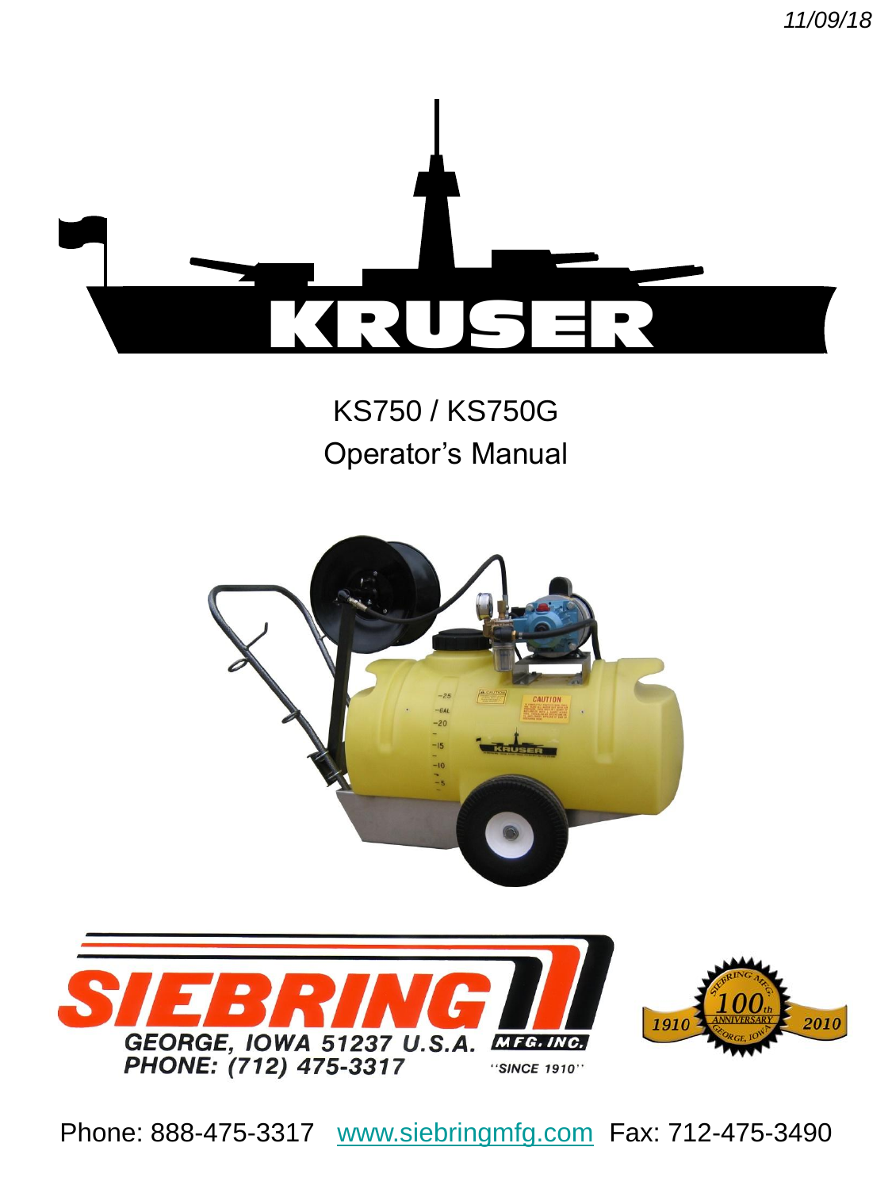*11/09/18*

# KRUSER

KS750 / KS750G

Operator's Manual

SIEBRING

GEORGE, IOWA 51237 U.S.A.

PHONE: (712) 475-3317

MFG. INC.

"SINCE 1910"

Phone: 888-475-3317 www.siebringmfg.com Fax: 712-475-3490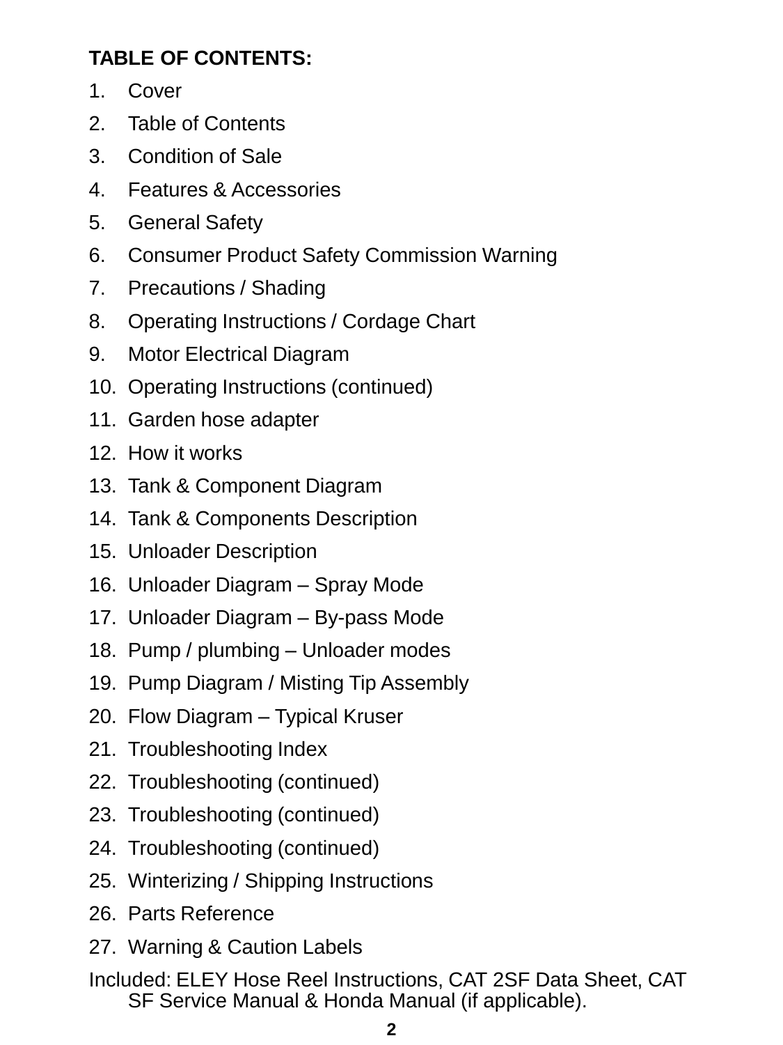**TABLE OF CONTENTS:**

1. Cover
2. Table of Contents
3. Condition of Sale
4. Features & Accessories
5. General Safety
6. Consumer Product Safety Commission Warning
7. Precautions / Shading
8. Operating Instructions / Cordage Chart
9. Motor Electrical Diagram
10. Operating Instructions (continued)
11. Garden hose adapter
12. How it works
13. Tank & Component Diagram
14. Tank & Components Description
15. Unloader Description
16. Unloader Diagram – Spray Mode
17. Unloader Diagram – By-pass Mode
18. Pump / plumbing – Unloader modes
19. Pump Diagram / Misting Tip Assembly
20. Flow Diagram – Typical Kruser
21. Troubleshooting Index
22. Troubleshooting (continued)
23. Troubleshooting (continued)
24. Troubleshooting (continued)
25. Winterizing / Shipping Instructions
26. Parts Reference
27. Warning & Caution Labels

Included: ELEY Hose Reel Instructions, CAT 2SF Data Sheet, CAT SF Service Manual & Honda Manual (if applicable).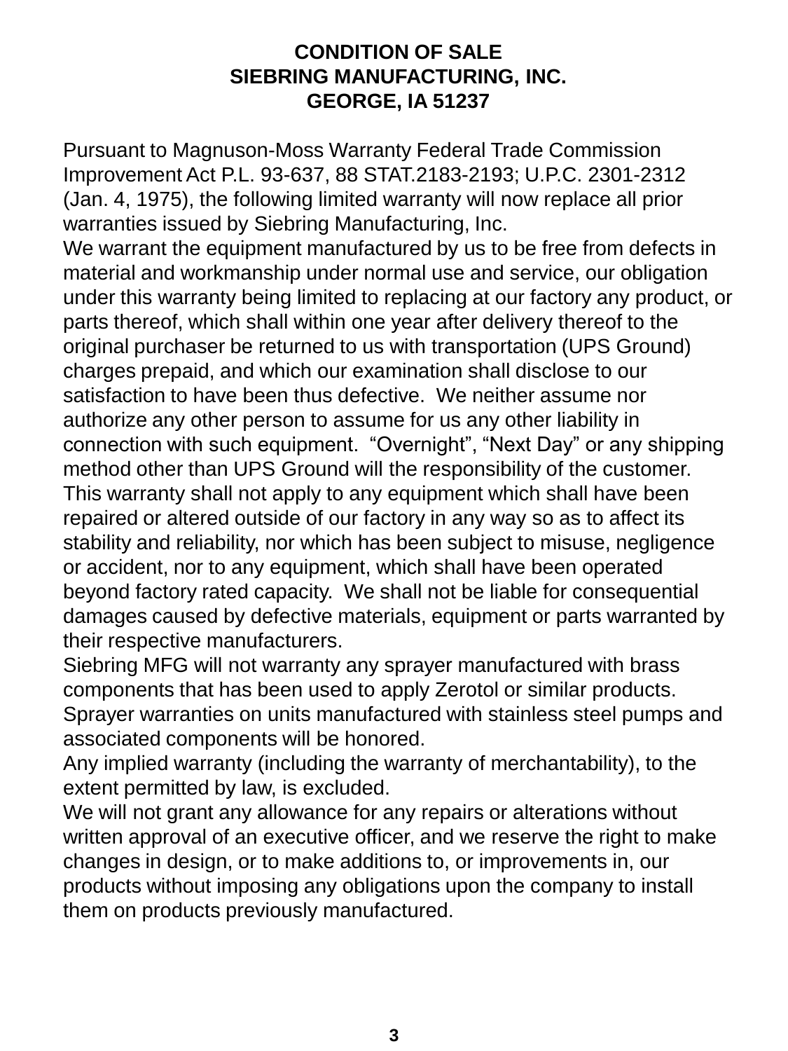# CONDITION OF SALE
# SIEBRING MANUFACTURING, INC.
# GEORGE, IA 51237

Pursuant to Magnuson-Moss Warranty Federal Trade Commission Improvement Act P.L. 93-637, 88 STAT.2183-2193; U.P.C. 2301-2312 (Jan. 4, 1975), the following limited warranty will now replace all prior warranties issued by Siebring Manufacturing, Inc.

We warrant the equipment manufactured by us to be free from defects in material and workmanship under normal use and service, our obligation under this warranty being limited to replacing at our factory any product, or parts thereof, which shall within one year after delivery thereof to the original purchaser be returned to us with transportation (UPS Ground) charges prepaid, and which our examination shall disclose to our satisfaction to have been thus defective. We neither assume nor authorize any other person to assume for us any other liability in connection with such equipment. “Overnight”, “Next Day” or any shipping method other than UPS Ground will the responsibility of the customer. This warranty shall not apply to any equipment which shall have been repaired or altered outside of our factory in any way so as to affect its stability and reliability, nor which has been subject to misuse, negligence or accident, nor to any equipment, which shall have been operated beyond factory rated capacity. We shall not be liable for consequential damages caused by defective materials, equipment or parts warranted by their respective manufacturers.

Siebring MFG will not warranty any sprayer manufactured with brass components that has been used to apply Zerotol or similar products. Sprayer warranties on units manufactured with stainless steel pumps and associated components will be honored.

Any implied warranty (including the warranty of merchantability), to the extent permitted by law, is excluded.

We will not grant any allowance for any repairs or alterations without written approval of an executive officer, and we reserve the right to make changes in design, or to make additions to, or improvements in, our products without imposing any obligations upon the company to install them on products previously manufactured.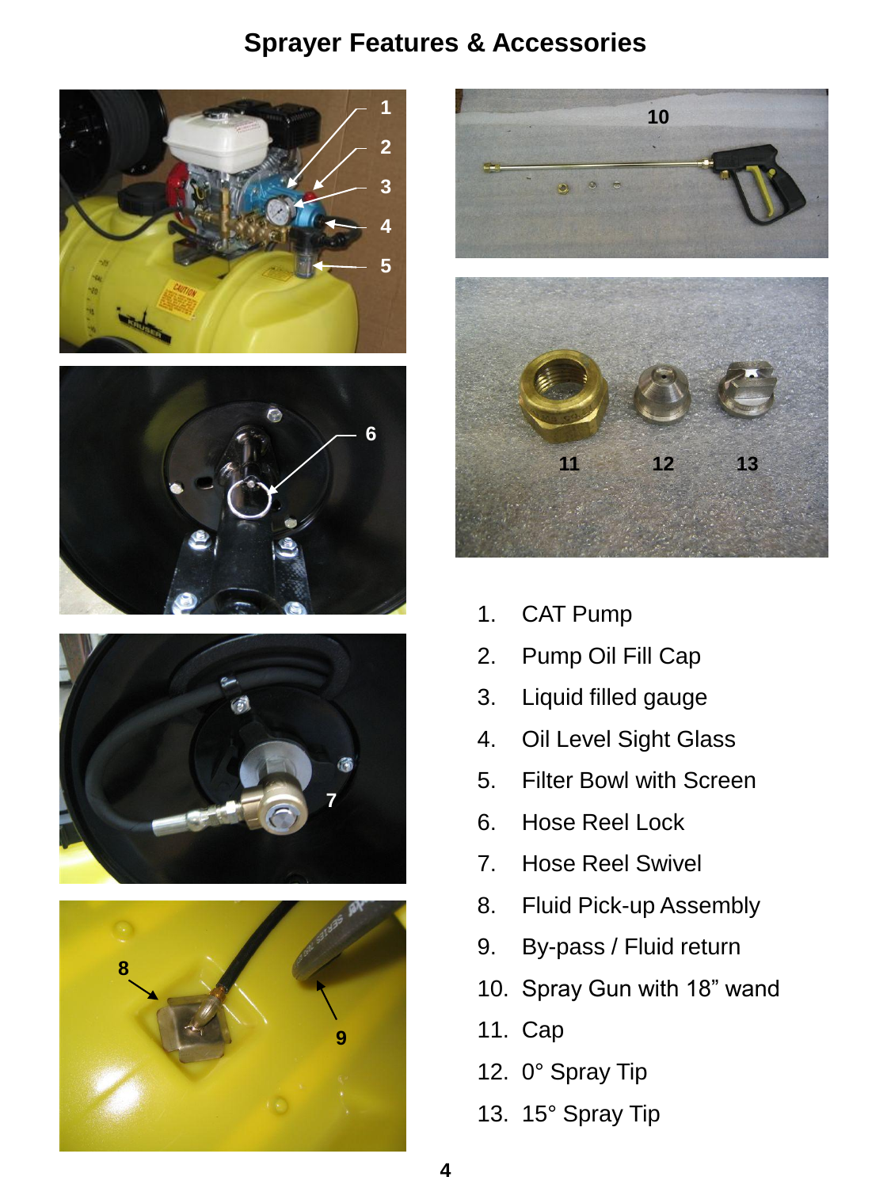# Sprayer Features & Accessories

1. CAT Pump
2. Pump Oil Fill Cap
3. Liquid filled gauge
4. Oil Level Sight Glass
5. Filter Bowl with Screen
6. Hose Reel Lock
7. Hose Reel Swivel
8. Fluid Pick-up Assembly
9. By-pass / Fluid return
10. Spray Gun with 18" wand
11. Cap
12. 0° Spray Tip
13. 15° Spray Tip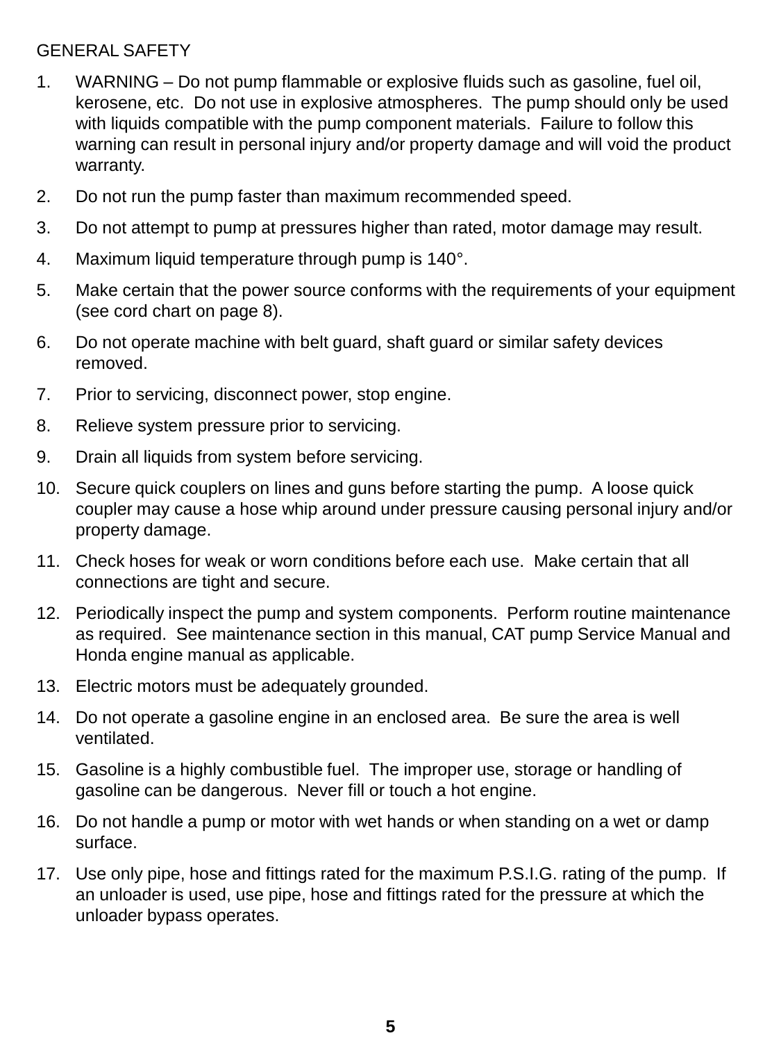## GENERAL SAFETY

1. WARNING – Do not pump flammable or explosive fluids such as gasoline, fuel oil, kerosene, etc. Do not use in explosive atmospheres. The pump should only be used with liquids compatible with the pump component materials. Failure to follow this warning can result in personal injury and/or property damage and will void the product warranty.
2. Do not run the pump faster than maximum recommended speed.
3. Do not attempt to pump at pressures higher than rated, motor damage may result.
4. Maximum liquid temperature through pump is 140°.
5. Make certain that the power source conforms with the requirements of your equipment (see cord chart on page 8).
6. Do not operate machine with belt guard, shaft guard or similar safety devices removed.
7. Prior to servicing, disconnect power, stop engine.
8. Relieve system pressure prior to servicing.
9. Drain all liquids from system before servicing.
10. Secure quick couplers on lines and guns before starting the pump. A loose quick coupler may cause a hose whip around under pressure causing personal injury and/or property damage.
11. Check hoses for weak or worn conditions before each use. Make certain that all connections are tight and secure.
12. Periodically inspect the pump and system components. Perform routine maintenance as required. See maintenance section in this manual, CAT pump Service Manual and Honda engine manual as applicable.
13. Electric motors must be adequately grounded.
14. Do not operate a gasoline engine in an enclosed area. Be sure the area is well ventilated.
15. Gasoline is a highly combustible fuel. The improper use, storage or handling of gasoline can be dangerous. Never fill or touch a hot engine.
16. Do not handle a pump or motor with wet hands or when standing on a wet or damp surface.
17. Use only pipe, hose and fittings rated for the maximum P.S.I.G. rating of the pump. If an unloader is used, use pipe, hose and fittings rated for the pressure at which the unloader bypass operates.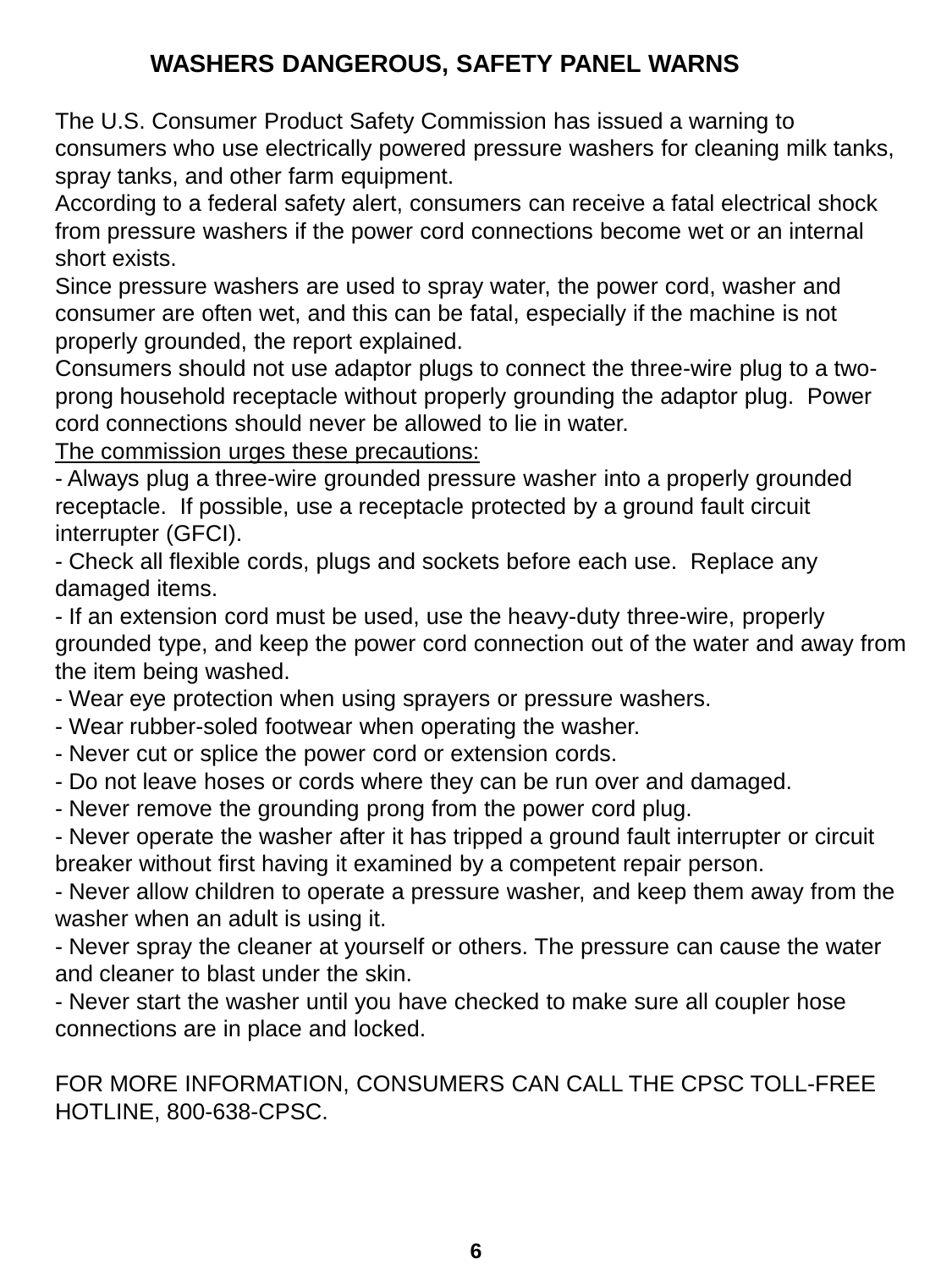## WASHERS DANGEROUS, SAFETY PANEL WARNS

The U.S. Consumer Product Safety Commission has issued a warning to consumers who use electrically powered pressure washers for cleaning milk tanks, spray tanks, and other farm equipment.

According to a federal safety alert, consumers can receive a fatal electrical shock from pressure washers if the power cord connections become wet or an internal short exists.

Since pressure washers are used to spray water, the power cord, washer and consumer are often wet, and this can be fatal, especially if the machine is not properly grounded, the report explained.

Consumers should not use adaptor plugs to connect the three-wire plug to a two-prong household receptacle without properly grounding the adaptor plug. Power cord connections should never be allowed to lie in water.

The commission urges these precautions:

- Always plug a three-wire grounded pressure washer into a properly grounded receptacle. If possible, use a receptacle protected by a ground fault circuit interrupter (GFCI).
- Check all flexible cords, plugs and sockets before each use. Replace any damaged items.
- If an extension cord must be used, use the heavy-duty three-wire, properly grounded type, and keep the power cord connection out of the water and away from the item being washed.
- Wear eye protection when using sprayers or pressure washers.
- Wear rubber-soled footwear when operating the washer.
- Never cut or splice the power cord or extension cords.
- Do not leave hoses or cords where they can be run over and damaged.
- Never remove the grounding prong from the power cord plug.
- Never operate the washer after it has tripped a ground fault interrupter or circuit breaker without first having it examined by a competent repair person.
- Never allow children to operate a pressure washer, and keep them away from the washer when an adult is using it.
- Never spray the cleaner at yourself or others. The pressure can cause the water and cleaner to blast under the skin.
- Never start the washer until you have checked to make sure all coupler hose connections are in place and locked.

FOR MORE INFORMATION, CONSUMERS CAN CALL THE CPSC TOLL-FREE HOTLINE, 800-638-CPSC.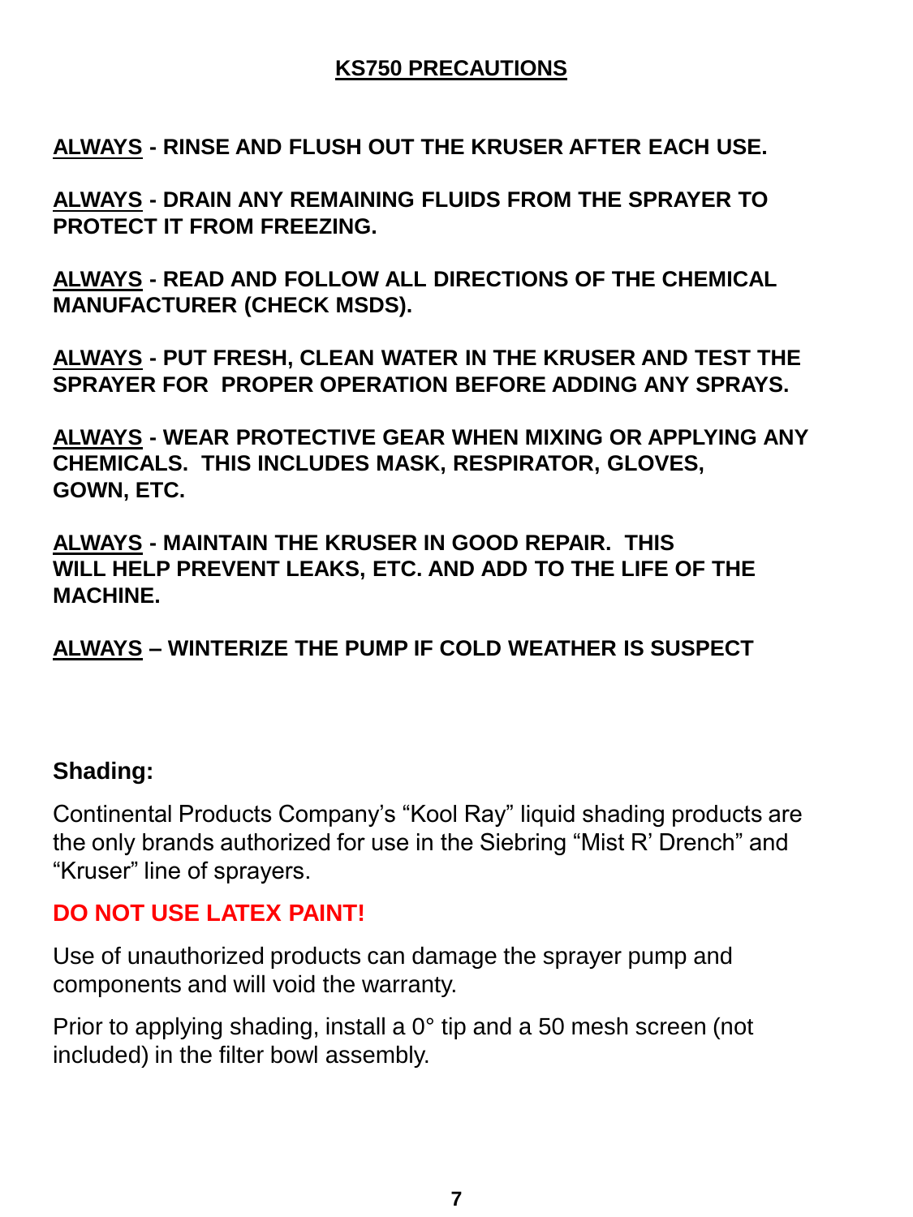## KS750 PRECAUTIONS

**ALWAYS - RINSE AND FLUSH OUT THE KRUSER AFTER EACH USE.**

**ALWAYS - DRAIN ANY REMAINING FLUIDS FROM THE SPRAYER TO PROTECT IT FROM FREEZING.**

**ALWAYS - READ AND FOLLOW ALL DIRECTIONS OF THE CHEMICAL MANUFACTURER (CHECK MSDS).**

**ALWAYS - PUT FRESH, CLEAN WATER IN THE KRUSER AND TEST THE SPRAYER FOR PROPER OPERATION BEFORE ADDING ANY SPRAYS.**

**ALWAYS - WEAR PROTECTIVE GEAR WHEN MIXING OR APPLYING ANY CHEMICALS. THIS INCLUDES MASK, RESPIRATOR, GLOVES, GOWN, ETC.**

**ALWAYS - MAINTAIN THE KRUSER IN GOOD REPAIR. THIS WILL HELP PREVENT LEAKS, ETC. AND ADD TO THE LIFE OF THE MACHINE.**

**ALWAYS – WINTERIZE THE PUMP IF COLD WEATHER IS SUSPECT**

### Shading:

Continental Products Company's "Kool Ray" liquid shading products are the only brands authorized for use in the Siebring "Mist R' Drench" and "Kruser" line of sprayers.

**DO NOT USE LATEX PAINT!**

Use of unauthorized products can damage the sprayer pump and components and will void the warranty.

Prior to applying shading, install a 0° tip and a 50 mesh screen (not included) in the filter bowl assembly.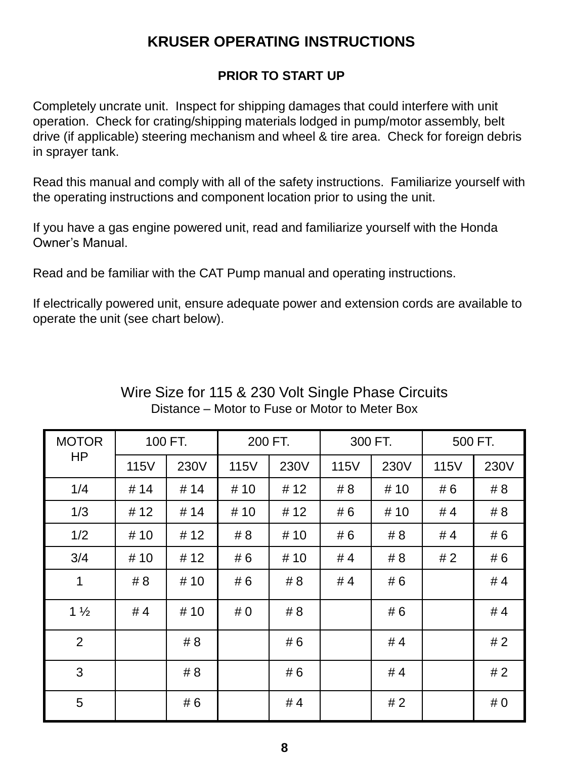# KRUSER OPERATING INSTRUCTIONS

## PRIOR TO START UP

Completely uncrate unit. Inspect for shipping damages that could interfere with unit operation. Check for crating/shipping materials lodged in pump/motor assembly, belt drive (if applicable) steering mechanism and wheel & tire area. Check for foreign debris in sprayer tank.

Read this manual and comply with all of the safety instructions. Familiarize yourself with the operating instructions and component location prior to using the unit.

If you have a gas engine powered unit, read and familiarize yourself with the Honda Owner's Manual.

Read and be familiar with the CAT Pump manual and operating instructions.

If electrically powered unit, ensure adequate power and extension cords are available to operate the unit (see chart below).

Wire Size for 115 & 230 Volt Single Phase Circuits

Distance – Motor to Fuse or Motor to Meter Box

| MOTOR HP | 100 FT. | | 200 FT. | | 300 FT. | | 500 FT. | |
|---|---|---|---|---|---|---|---|---|
| | 115V | 230V | 115V | 230V | 115V | 230V | 115V | 230V |
| 1/4 | # 14 | # 14 | # 10 | # 12 | # 8 | # 10 | # 6 | # 8 |
| 1/3 | # 12 | # 14 | # 10 | # 12 | # 6 | # 10 | # 4 | # 8 |
| 1/2 | # 10 | # 12 | # 8 | # 10 | # 6 | # 8 | # 4 | # 6 |
| 3/4 | # 10 | # 12 | # 6 | # 10 | # 4 | # 8 | # 2 | # 6 |
| 1 | # 8 | # 10 | # 6 | # 8 | # 4 | # 6 | | # 4 |
| 1 ½ | # 4 | # 10 | # 0 | # 8 | | # 6 | | # 4 |
| 2 | | # 8 | | # 6 | | # 4 | | # 2 |
| 3 | | # 8 | | # 6 | | # 4 | | # 2 |
| 5 | | # 6 | | # 4 | | # 2 | | # 0 |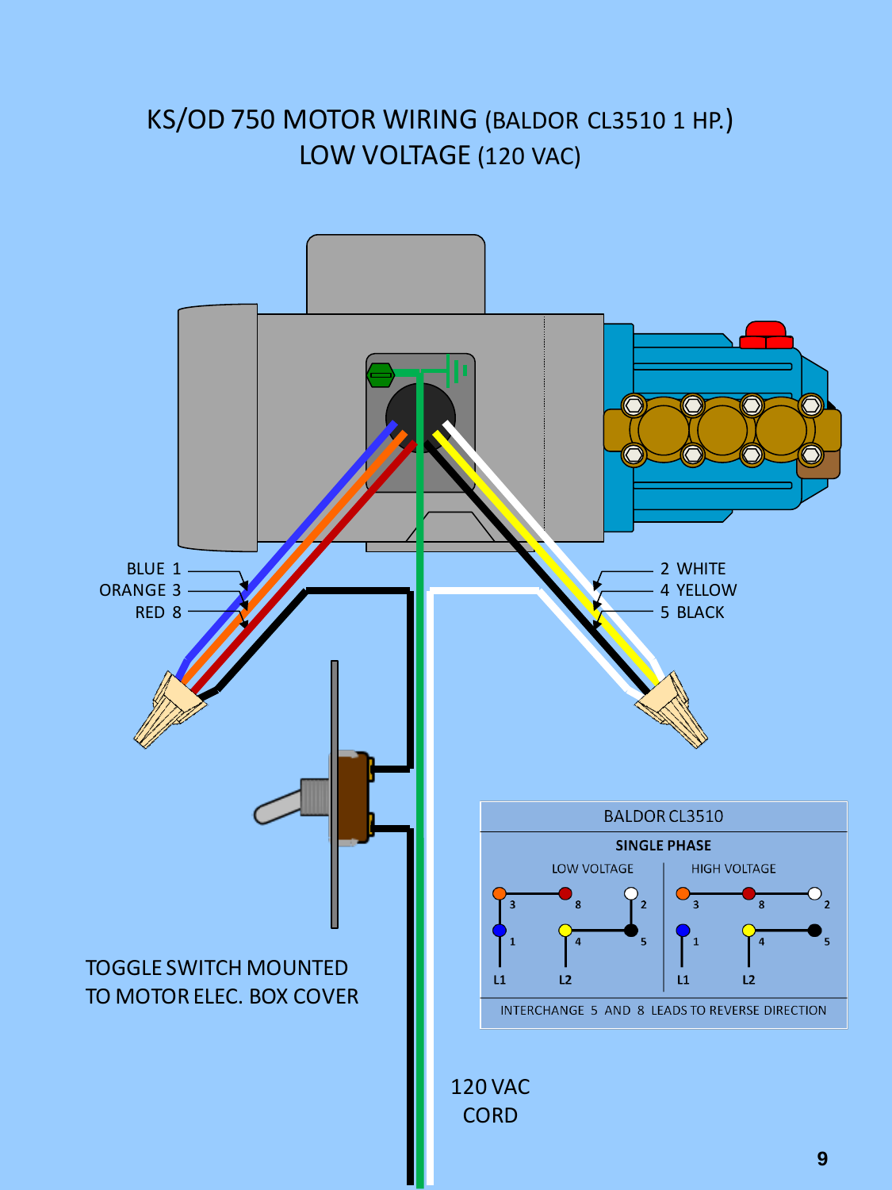# KS/OD 750 MOTOR WIRING (BALDOR CL3510 1 HP.)

## LOW VOLTAGE (120 VAC)

BLUE 1
ORANGE 3
RED 8

2 WHITE
4 YELLOW
5 BLACK

TOGGLE SWITCH MOUNTED TO MOTOR ELEC. BOX COVER

120 VAC CORD

**BALDOR CL3510**

**SINGLE PHASE**

LOW VOLTAGE — HIGH VOLTAGE

3, 8, 2, 1, 4, 5, L1, L2

INTERCHANGE 5 AND 8 LEADS TO REVERSE DIRECTION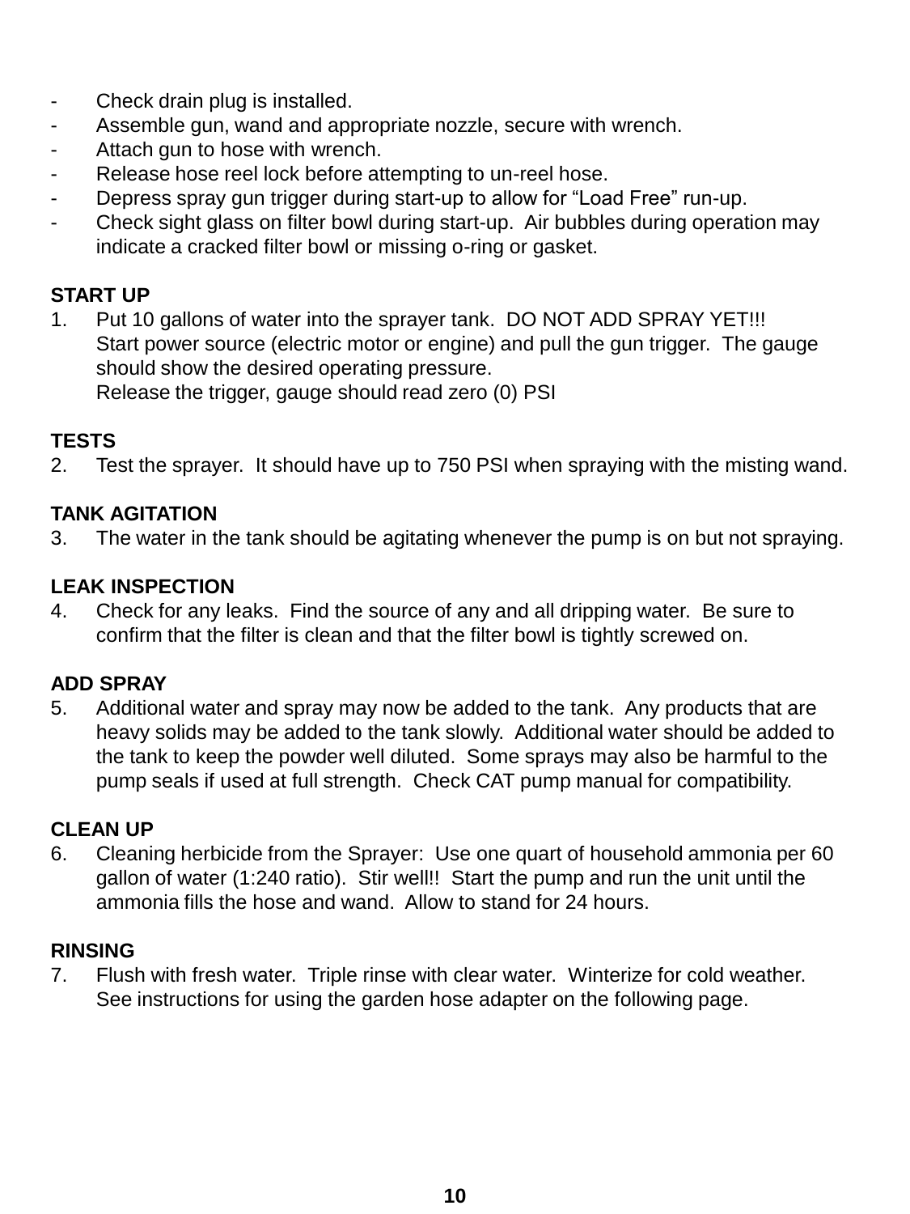- Check drain plug is installed.
- Assemble gun, wand and appropriate nozzle, secure with wrench.
- Attach gun to hose with wrench.
- Release hose reel lock before attempting to un-reel hose.
- Depress spray gun trigger during start-up to allow for "Load Free" run-up.
- Check sight glass on filter bowl during start-up. Air bubbles during operation may indicate a cracked filter bowl or missing o-ring or gasket.

**START UP**

1. Put 10 gallons of water into the sprayer tank. DO NOT ADD SPRAY YET!!!
   Start power source (electric motor or engine) and pull the gun trigger. The gauge should show the desired operating pressure.
   Release the trigger, gauge should read zero (0) PSI

**TESTS**

2. Test the sprayer. It should have up to 750 PSI when spraying with the misting wand.

**TANK AGITATION**

3. The water in the tank should be agitating whenever the pump is on but not spraying.

**LEAK INSPECTION**

4. Check for any leaks. Find the source of any and all dripping water. Be sure to confirm that the filter is clean and that the filter bowl is tightly screwed on.

**ADD SPRAY**

5. Additional water and spray may now be added to the tank. Any products that are heavy solids may be added to the tank slowly. Additional water should be added to the tank to keep the powder well diluted. Some sprays may also be harmful to the pump seals if used at full strength. Check CAT pump manual for compatibility.

**CLEAN UP**

6. Cleaning herbicide from the Sprayer: Use one quart of household ammonia per 60 gallon of water (1:240 ratio). Stir well!! Start the pump and run the unit until the ammonia fills the hose and wand. Allow to stand for 24 hours.

**RINSING**

7. Flush with fresh water. Triple rinse with clear water. Winterize for cold weather. See instructions for using the garden hose adapter on the following page.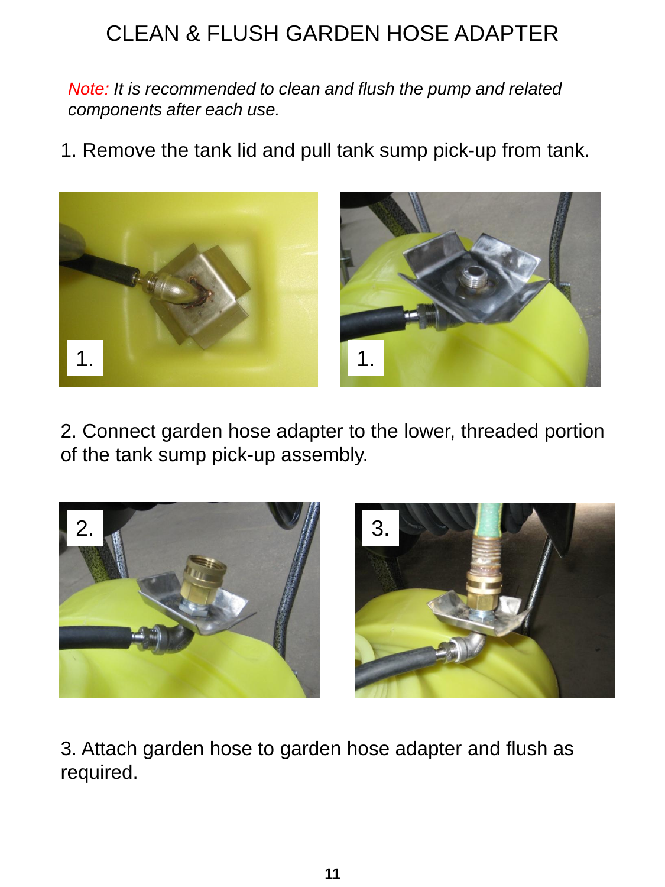# CLEAN & FLUSH GARDEN HOSE ADAPTER

*Note: It is recommended to clean and flush the pump and related components after each use.*

1. Remove the tank lid and pull tank sump pick-up from tank.

2. Connect garden hose adapter to the lower, threaded portion of the tank sump pick-up assembly.

3. Attach garden hose to garden hose adapter and flush as required.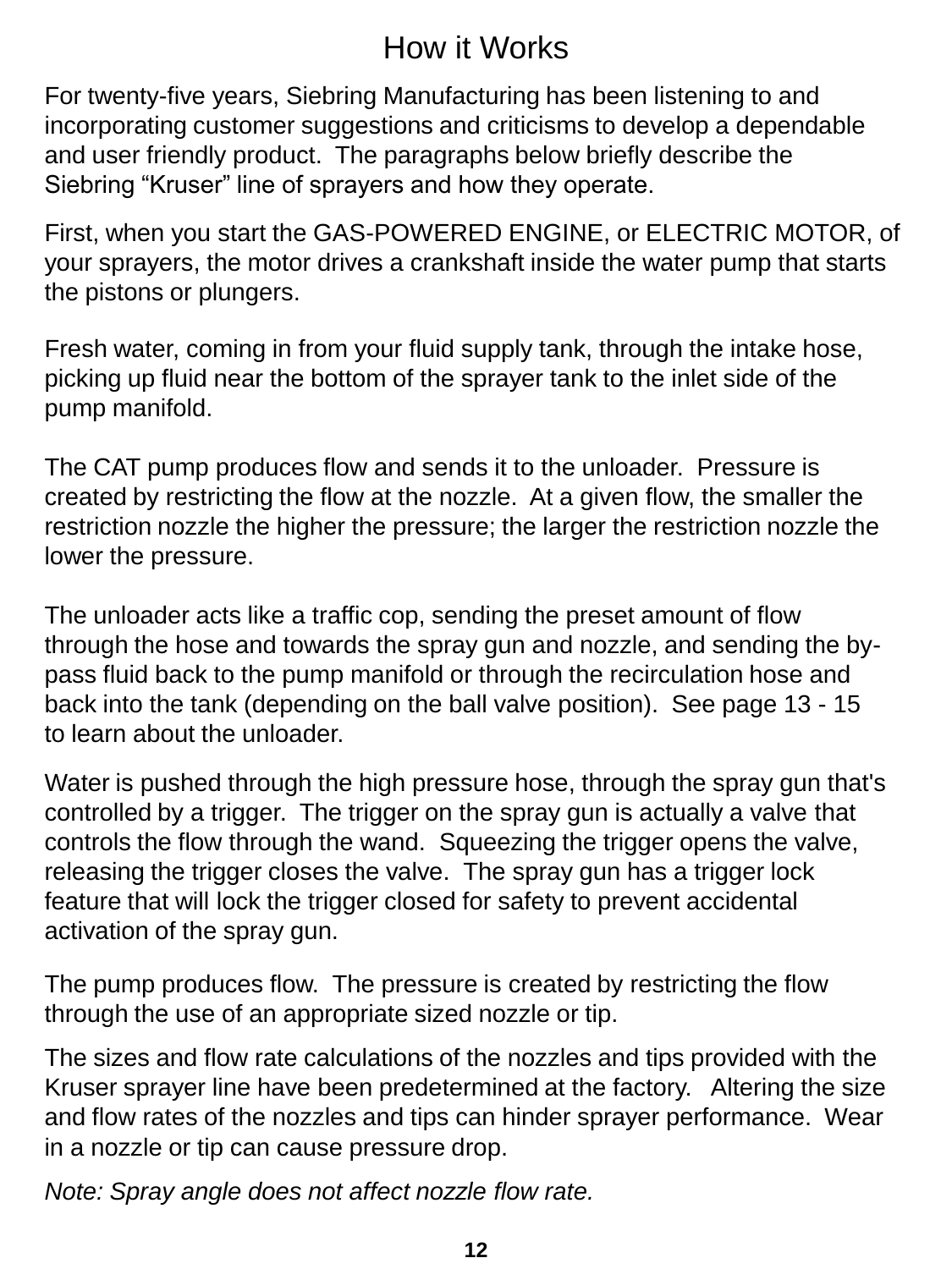# How it Works

For twenty-five years, Siebring Manufacturing has been listening to and incorporating customer suggestions and criticisms to develop a dependable and user friendly product. The paragraphs below briefly describe the Siebring “Kruser” line of sprayers and how they operate.

First, when you start the GAS-POWERED ENGINE, or ELECTRIC MOTOR, of your sprayers, the motor drives a crankshaft inside the water pump that starts the pistons or plungers.

Fresh water, coming in from your fluid supply tank, through the intake hose, picking up fluid near the bottom of the sprayer tank to the inlet side of the pump manifold.

The CAT pump produces flow and sends it to the unloader. Pressure is created by restricting the flow at the nozzle. At a given flow, the smaller the restriction nozzle the higher the pressure; the larger the restriction nozzle the lower the pressure.

The unloader acts like a traffic cop, sending the preset amount of flow through the hose and towards the spray gun and nozzle, and sending the by-pass fluid back to the pump manifold or through the recirculation hose and back into the tank (depending on the ball valve position). See page 13 - 15 to learn about the unloader.

Water is pushed through the high pressure hose, through the spray gun that's controlled by a trigger. The trigger on the spray gun is actually a valve that controls the flow through the wand. Squeezing the trigger opens the valve, releasing the trigger closes the valve. The spray gun has a trigger lock feature that will lock the trigger closed for safety to prevent accidental activation of the spray gun.

The pump produces flow. The pressure is created by restricting the flow through the use of an appropriate sized nozzle or tip.

The sizes and flow rate calculations of the nozzles and tips provided with the Kruser sprayer line have been predetermined at the factory. Altering the size and flow rates of the nozzles and tips can hinder sprayer performance. Wear in a nozzle or tip can cause pressure drop.

*Note: Spray angle does not affect nozzle flow rate.*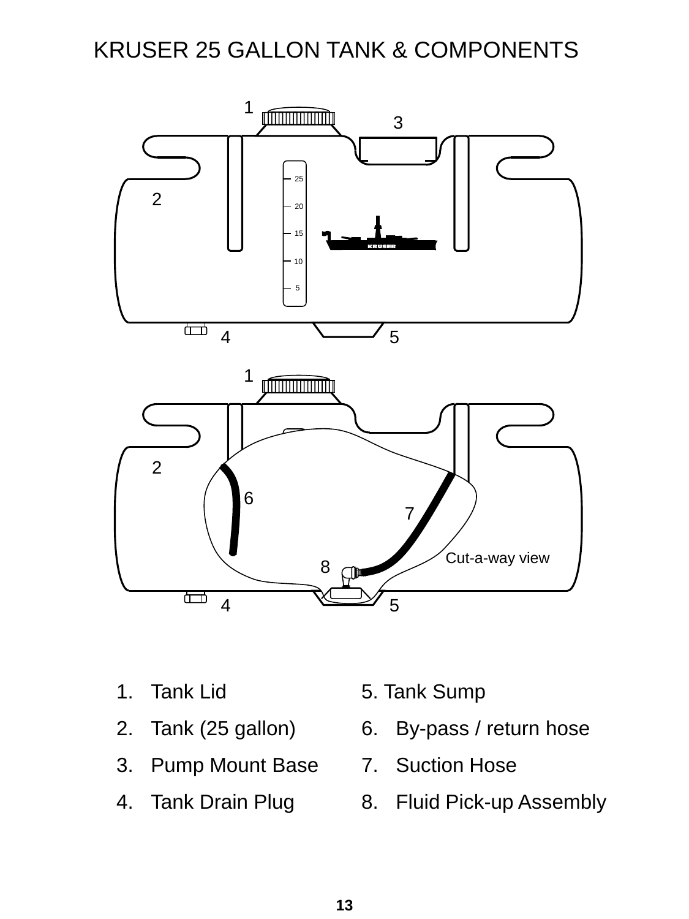# KRUSER 25 GALLON TANK & COMPONENTS

1. Tank Lid
2. Tank (25 gallon)
3. Pump Mount Base
4. Tank Drain Plug
5. Tank Sump
6. By-pass / return hose
7. Suction Hose
8. Fluid Pick-up Assembly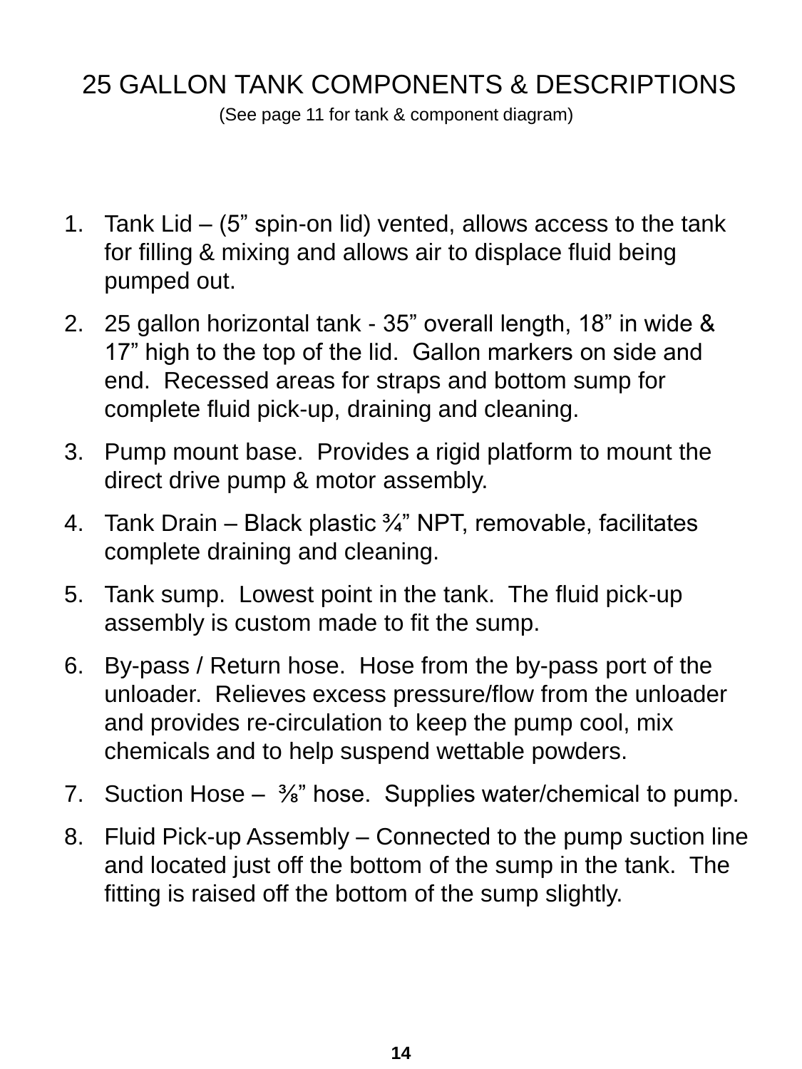# 25 GALLON TANK COMPONENTS & DESCRIPTIONS

(See page 11 for tank & component diagram)

1. Tank Lid – (5” spin-on lid) vented, allows access to the tank for filling & mixing and allows air to displace fluid being pumped out.
2. 25 gallon horizontal tank - 35” overall length, 18” in wide & 17” high to the top of the lid. Gallon markers on side and end. Recessed areas for straps and bottom sump for complete fluid pick-up, draining and cleaning.
3. Pump mount base. Provides a rigid platform to mount the direct drive pump & motor assembly.
4. Tank Drain – Black plastic ¾” NPT, removable, facilitates complete draining and cleaning.
5. Tank sump. Lowest point in the tank. The fluid pick-up assembly is custom made to fit the sump.
6. By-pass / Return hose. Hose from the by-pass port of the unloader. Relieves excess pressure/flow from the unloader and provides re-circulation to keep the pump cool, mix chemicals and to help suspend wettable powders.
7. Suction Hose – ⅜” hose. Supplies water/chemical to pump.
8. Fluid Pick-up Assembly – Connected to the pump suction line and located just off the bottom of the sump in the tank. The fitting is raised off the bottom of the sump slightly.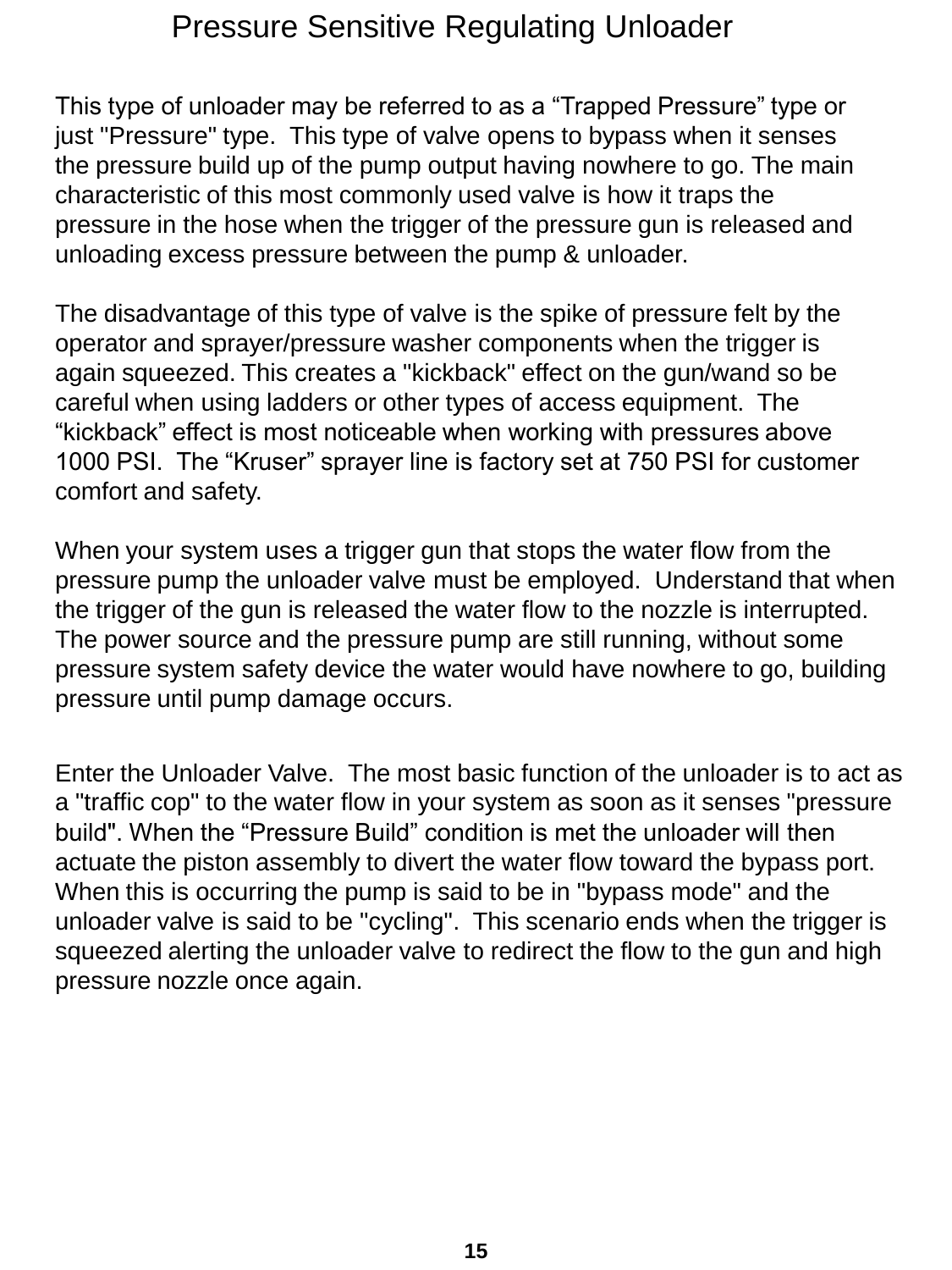# Pressure Sensitive Regulating Unloader

This type of unloader may be referred to as a “Trapped Pressure” type or just "Pressure" type. This type of valve opens to bypass when it senses the pressure build up of the pump output having nowhere to go. The main characteristic of this most commonly used valve is how it traps the pressure in the hose when the trigger of the pressure gun is released and unloading excess pressure between the pump & unloader.

The disadvantage of this type of valve is the spike of pressure felt by the operator and sprayer/pressure washer components when the trigger is again squeezed. This creates a "kickback" effect on the gun/wand so be careful when using ladders or other types of access equipment. The “kickback” effect is most noticeable when working with pressures above 1000 PSI. The “Kruser” sprayer line is factory set at 750 PSI for customer comfort and safety.

When your system uses a trigger gun that stops the water flow from the pressure pump the unloader valve must be employed. Understand that when the trigger of the gun is released the water flow to the nozzle is interrupted. The power source and the pressure pump are still running, without some pressure system safety device the water would have nowhere to go, building pressure until pump damage occurs.

Enter the Unloader Valve. The most basic function of the unloader is to act as a "traffic cop" to the water flow in your system as soon as it senses "pressure build". When the “Pressure Build” condition is met the unloader will then actuate the piston assembly to divert the water flow toward the bypass port. When this is occurring the pump is said to be in "bypass mode" and the unloader valve is said to be "cycling". This scenario ends when the trigger is squeezed alerting the unloader valve to redirect the flow to the gun and high pressure nozzle once again.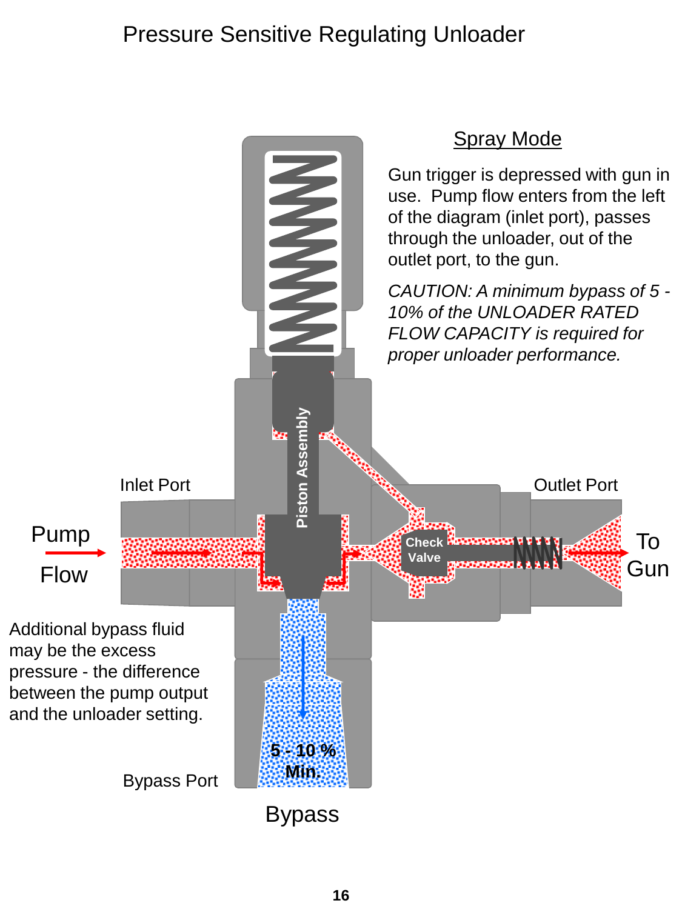# Pressure Sensitive Regulating Unloader

## Spray Mode

Gun trigger is depressed with gun in use. Pump flow enters from the left of the diagram (inlet port), passes through the unloader, out of the outlet port, to the gun.

*CAUTION: A minimum bypass of 5 - 10% of the UNLOADER RATED FLOW CAPACITY is required for proper unloader performance.*

Inlet Port

Pump Flow

Piston Assembly

Check Valve

Outlet Port

To Gun

Additional bypass fluid may be the excess pressure - the difference between the pump output and the unloader setting.

5 - 10 % Min.

Bypass Port

Bypass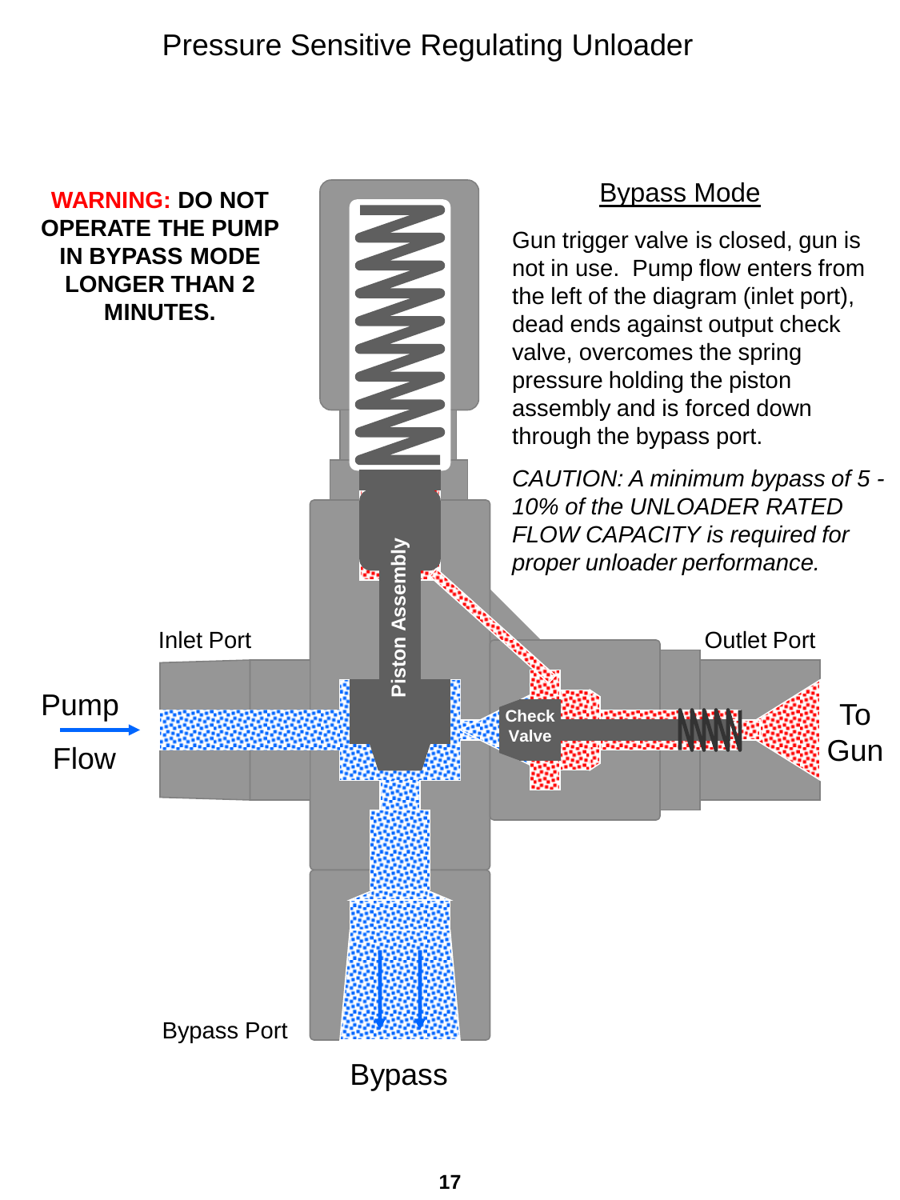# Pressure Sensitive Regulating Unloader

**WARNING: DO NOT OPERATE THE PUMP IN BYPASS MODE LONGER THAN 2 MINUTES.**

## Bypass Mode

Gun trigger valve is closed, gun is not in use. Pump flow enters from the left of the diagram (inlet port), dead ends against output check valve, overcomes the spring pressure holding the piston assembly and is forced down through the bypass port.

*CAUTION: A minimum bypass of 5 - 10% of the UNLOADER RATED FLOW CAPACITY is required for proper unloader performance.*

Inlet Port

Pump Flow

Piston Assembly

Check Valve

Outlet Port

To Gun

Bypass Port

Bypass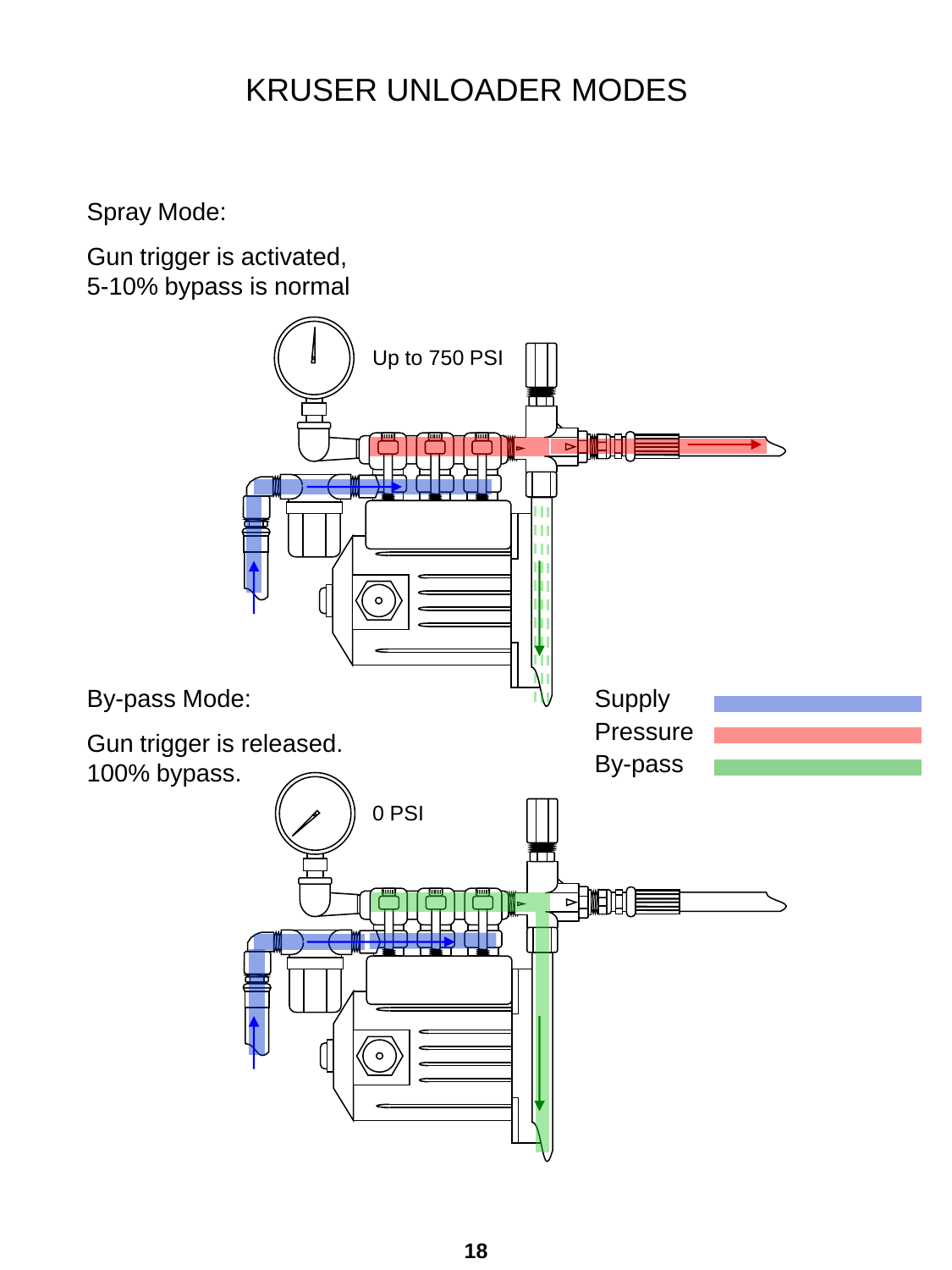# KRUSER UNLOADER MODES

Spray Mode:

Gun trigger is activated,
5-10% bypass is normal

Up to 750 PSI

By-pass Mode:

Gun trigger is released.
100% bypass.

0 PSI

Supply

Pressure

By-pass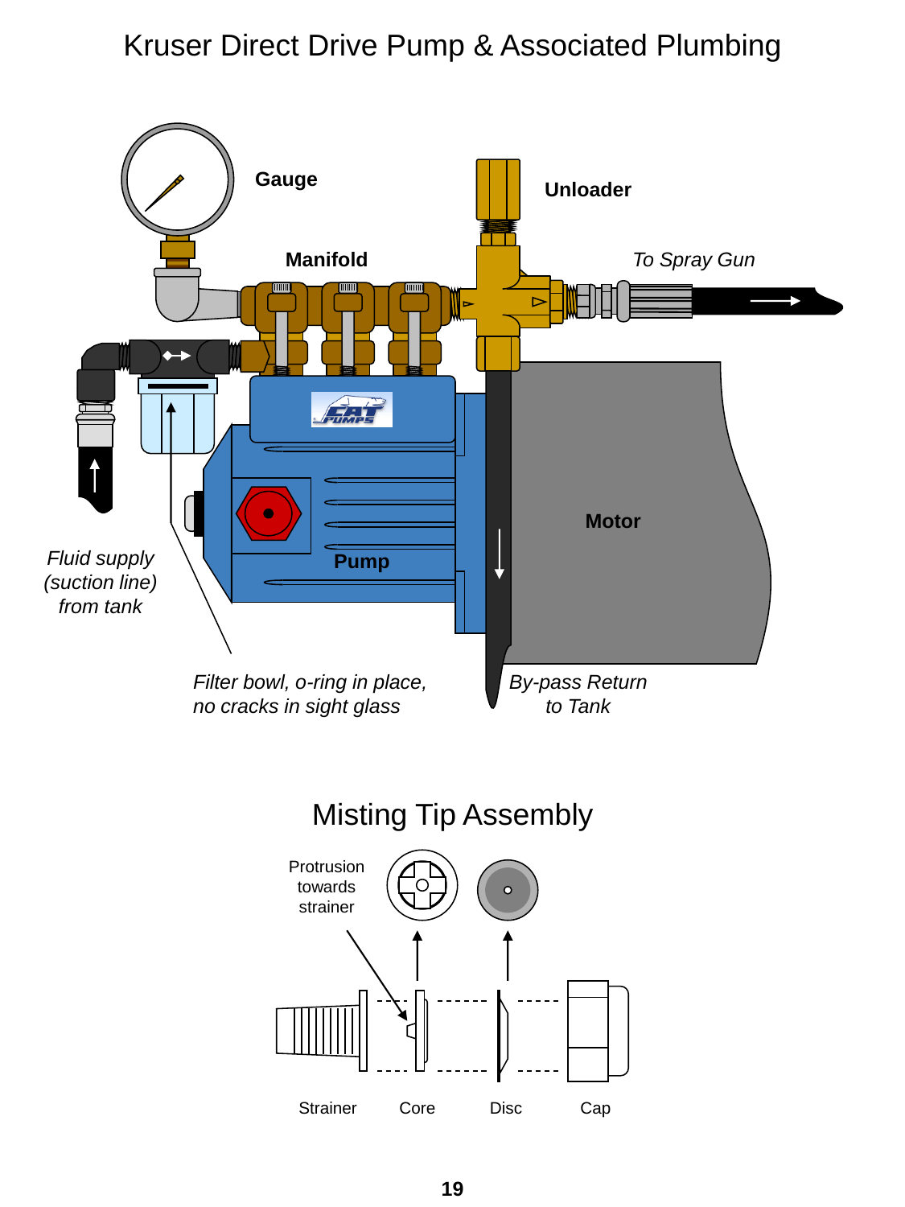# Kruser Direct Drive Pump & Associated Plumbing

**Gauge**

**Unloader**

**Manifold**

*To Spray Gun*

**Motor**

**Pump**

*Fluid supply (suction line) from tank*

*Filter bowl, o-ring in place, no cracks in sight glass*

*By-pass Return to Tank*

# Misting Tip Assembly

Protrusion towards strainer

Strainer

Core

Disc

Cap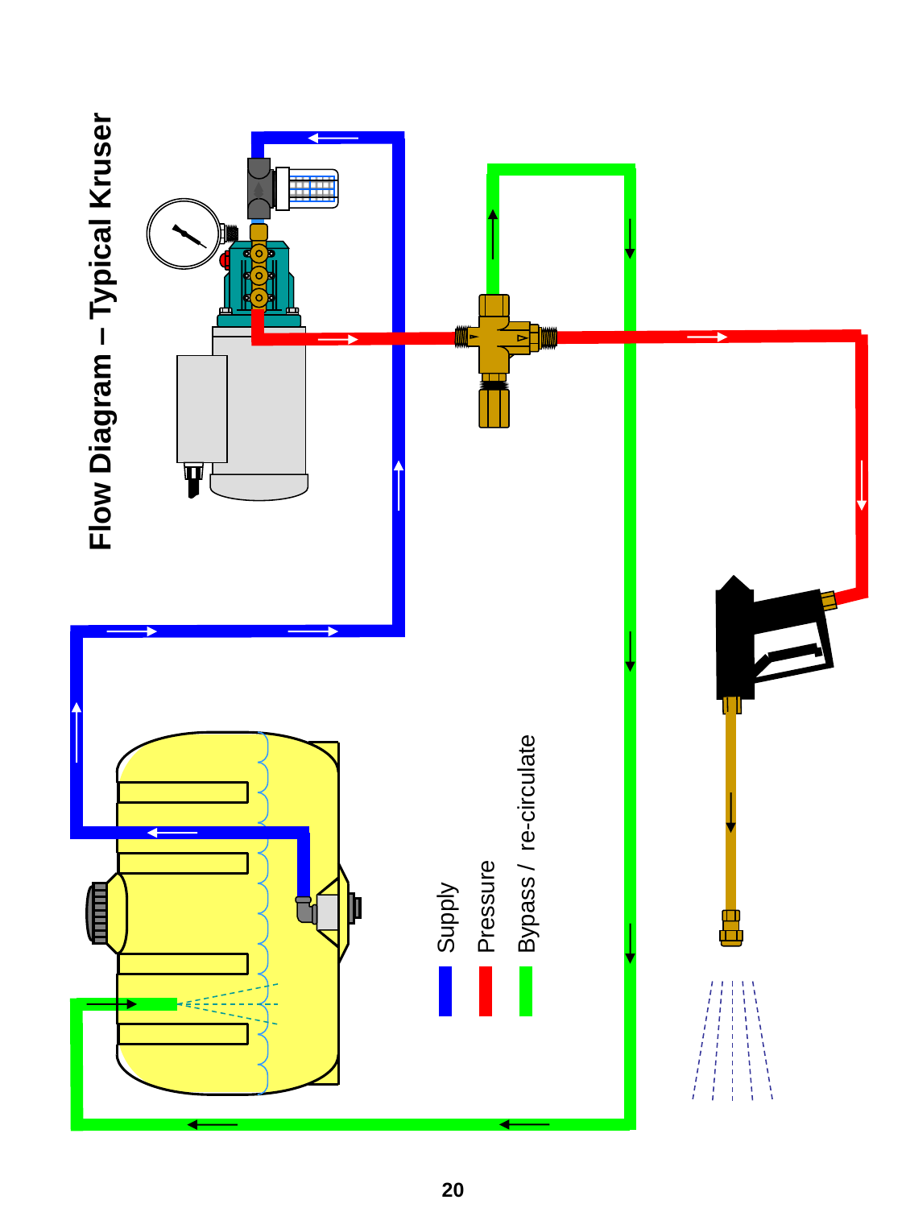# Flow Diagram – Typical Kruser

- Supply
- Pressure
- Bypass / re-circulate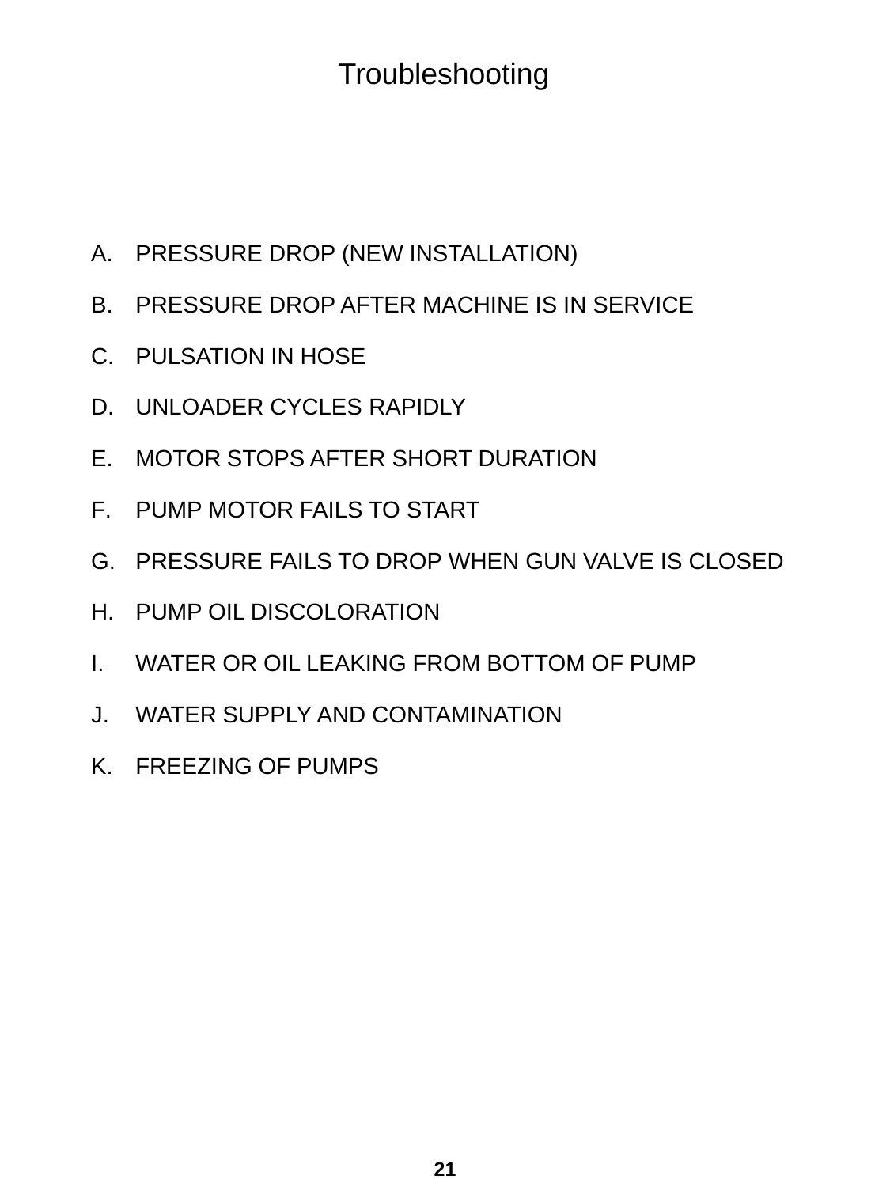# Troubleshooting

A. PRESSURE DROP (NEW INSTALLATION)

B. PRESSURE DROP AFTER MACHINE IS IN SERVICE

C. PULSATION IN HOSE

D. UNLOADER CYCLES RAPIDLY

E. MOTOR STOPS AFTER SHORT DURATION

F. PUMP MOTOR FAILS TO START

G. PRESSURE FAILS TO DROP WHEN GUN VALVE IS CLOSED

H. PUMP OIL DISCOLORATION

I. WATER OR OIL LEAKING FROM BOTTOM OF PUMP

J. WATER SUPPLY AND CONTAMINATION

K. FREEZING OF PUMPS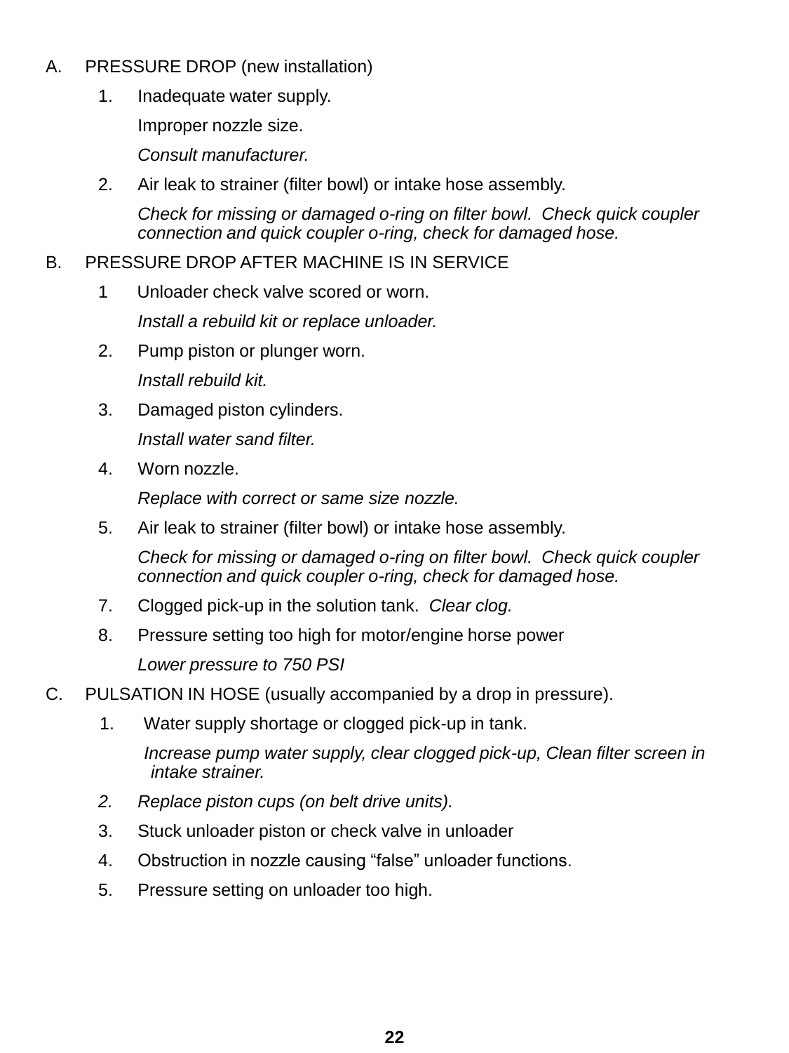A. PRESSURE DROP (new installation)

1. Inadequate water supply.

   Improper nozzle size.

   *Consult manufacturer.*

2. Air leak to strainer (filter bowl) or intake hose assembly.

   *Check for missing or damaged o-ring on filter bowl. Check quick coupler connection and quick coupler o-ring, check for damaged hose.*

B. PRESSURE DROP AFTER MACHINE IS IN SERVICE

1 Unloader check valve scored or worn.

   *Install a rebuild kit or replace unloader.*

2. Pump piston or plunger worn.

   *Install rebuild kit.*

3. Damaged piston cylinders.

   *Install water sand filter.*

4. Worn nozzle.

   *Replace with correct or same size nozzle.*

5. Air leak to strainer (filter bowl) or intake hose assembly.

   *Check for missing or damaged o-ring on filter bowl. Check quick coupler connection and quick coupler o-ring, check for damaged hose.*

7. Clogged pick-up in the solution tank. *Clear clog.*

8. Pressure setting too high for motor/engine horse power

   *Lower pressure to 750 PSI*

C. PULSATION IN HOSE (usually accompanied by a drop in pressure).

1. Water supply shortage or clogged pick-up in tank.

   *Increase pump water supply, clear clogged pick-up, Clean filter screen in intake strainer.*

2. *Replace piston cups (on belt drive units).*

3. Stuck unloader piston or check valve in unloader

4. Obstruction in nozzle causing “false” unloader functions.

5. Pressure setting on unloader too high.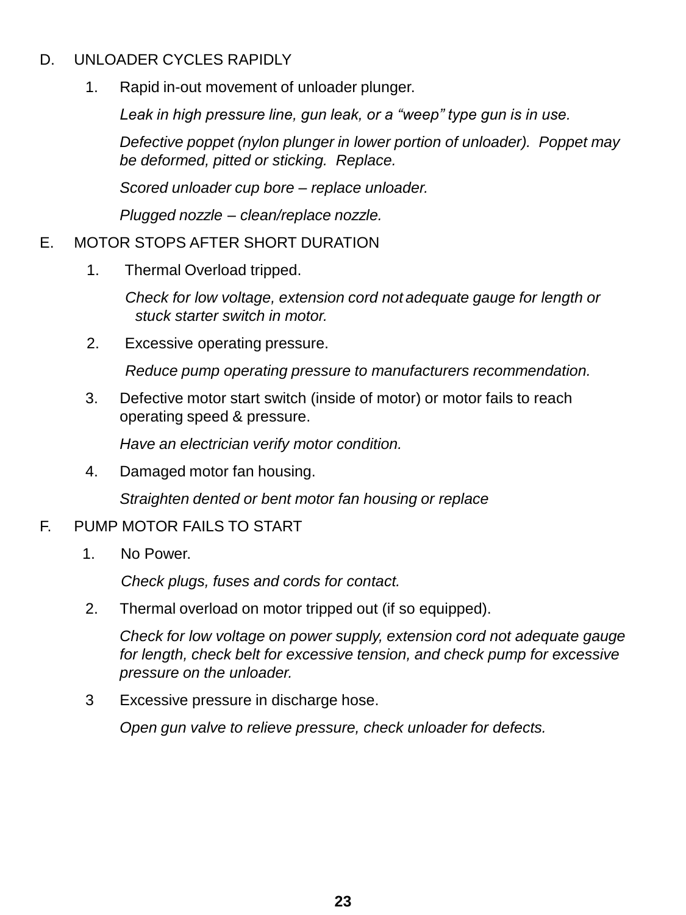D. UNLOADER CYCLES RAPIDLY

1. Rapid in-out movement of unloader plunger.

   *Leak in high pressure line, gun leak, or a “weep” type gun is in use.*

   *Defective poppet (nylon plunger in lower portion of unloader). Poppet may be deformed, pitted or sticking. Replace.*

   *Scored unloader cup bore – replace unloader.*

   *Plugged nozzle – clean/replace nozzle.*

E. MOTOR STOPS AFTER SHORT DURATION

1. Thermal Overload tripped.

   *Check for low voltage, extension cord not adequate gauge for length or stuck starter switch in motor.*

2. Excessive operating pressure.

   *Reduce pump operating pressure to manufacturers recommendation.*

3. Defective motor start switch (inside of motor) or motor fails to reach operating speed & pressure.

   *Have an electrician verify motor condition.*

4. Damaged motor fan housing.

   *Straighten dented or bent motor fan housing or replace*

F. PUMP MOTOR FAILS TO START

1. No Power.

   *Check plugs, fuses and cords for contact.*

2. Thermal overload on motor tripped out (if so equipped).

   *Check for low voltage on power supply, extension cord not adequate gauge for length, check belt for excessive tension, and check pump for excessive pressure on the unloader.*

3 Excessive pressure in discharge hose.

   *Open gun valve to relieve pressure, check unloader for defects.*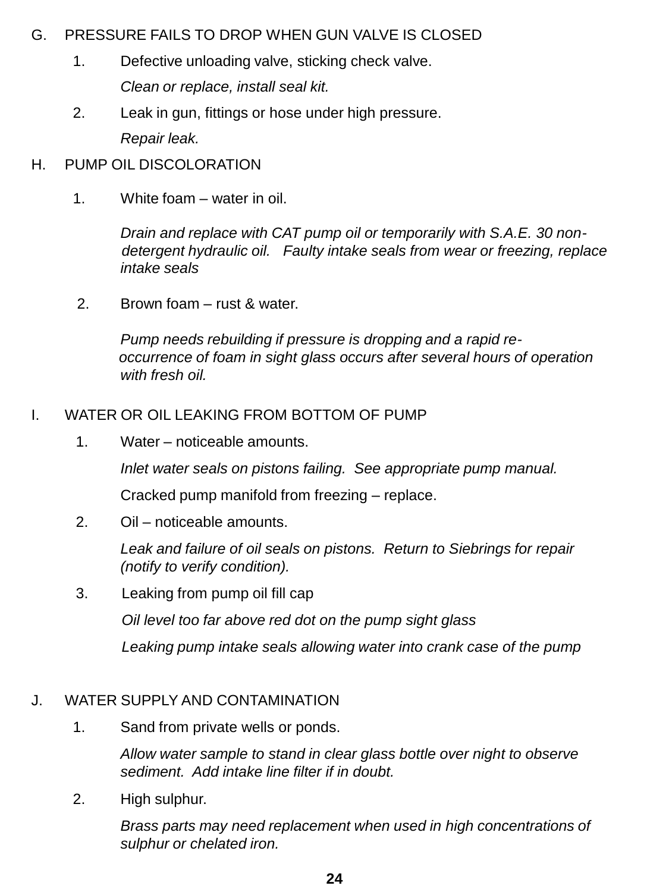G. PRESSURE FAILS TO DROP WHEN GUN VALVE IS CLOSED

1. Defective unloading valve, sticking check valve.

   *Clean or replace, install seal kit.*

2. Leak in gun, fittings or hose under high pressure.

   *Repair leak.*

H. PUMP OIL DISCOLORATION

1. White foam – water in oil.

   *Drain and replace with CAT pump oil or temporarily with S.A.E. 30 non-detergent hydraulic oil. Faulty intake seals from wear or freezing, replace intake seals*

2. Brown foam – rust & water.

   *Pump needs rebuilding if pressure is dropping and a rapid re-occurrence of foam in sight glass occurs after several hours of operation with fresh oil.*

I. WATER OR OIL LEAKING FROM BOTTOM OF PUMP

1. Water – noticeable amounts.

   *Inlet water seals on pistons failing. See appropriate pump manual.*

   Cracked pump manifold from freezing – replace.

2. Oil – noticeable amounts.

   *Leak and failure of oil seals on pistons. Return to Siebrings for repair (notify to verify condition).*

3. Leaking from pump oil fill cap

   *Oil level too far above red dot on the pump sight glass*

   *Leaking pump intake seals allowing water into crank case of the pump*

J. WATER SUPPLY AND CONTAMINATION

1. Sand from private wells or ponds.

   *Allow water sample to stand in clear glass bottle over night to observe sediment. Add intake line filter if in doubt.*

2. High sulphur.

   *Brass parts may need replacement when used in high concentrations of sulphur or chelated iron.*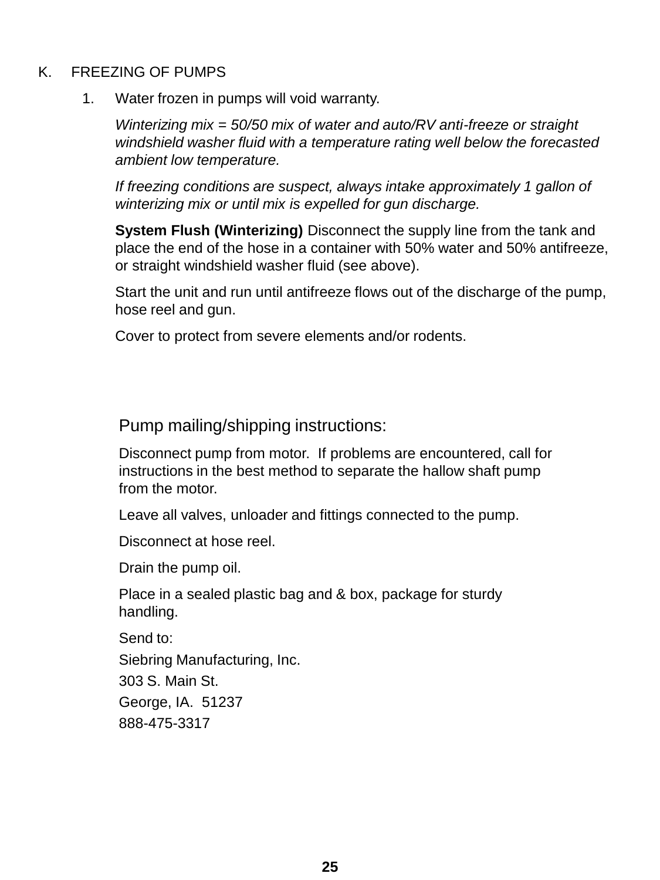K. FREEZING OF PUMPS

1. Water frozen in pumps will void warranty.

   *Winterizing mix = 50/50 mix of water and auto/RV anti-freeze or straight windshield washer fluid with a temperature rating well below the forecasted ambient low temperature.*

   *If freezing conditions are suspect, always intake approximately 1 gallon of winterizing mix or until mix is expelled for gun discharge.*

   **System Flush (Winterizing)** Disconnect the supply line from the tank and place the end of the hose in a container with 50% water and 50% antifreeze, or straight windshield washer fluid (see above).

   Start the unit and run until antifreeze flows out of the discharge of the pump, hose reel and gun.

   Cover to protect from severe elements and/or rodents.

## Pump mailing/shipping instructions:

Disconnect pump from motor. If problems are encountered, call for instructions in the best method to separate the hallow shaft pump from the motor.

Leave all valves, unloader and fittings connected to the pump.

Disconnect at hose reel.

Drain the pump oil.

Place in a sealed plastic bag and & box, package for sturdy handling.

Send to:
Siebring Manufacturing, Inc.
303 S. Main St.
George, IA. 51237
888-475-3317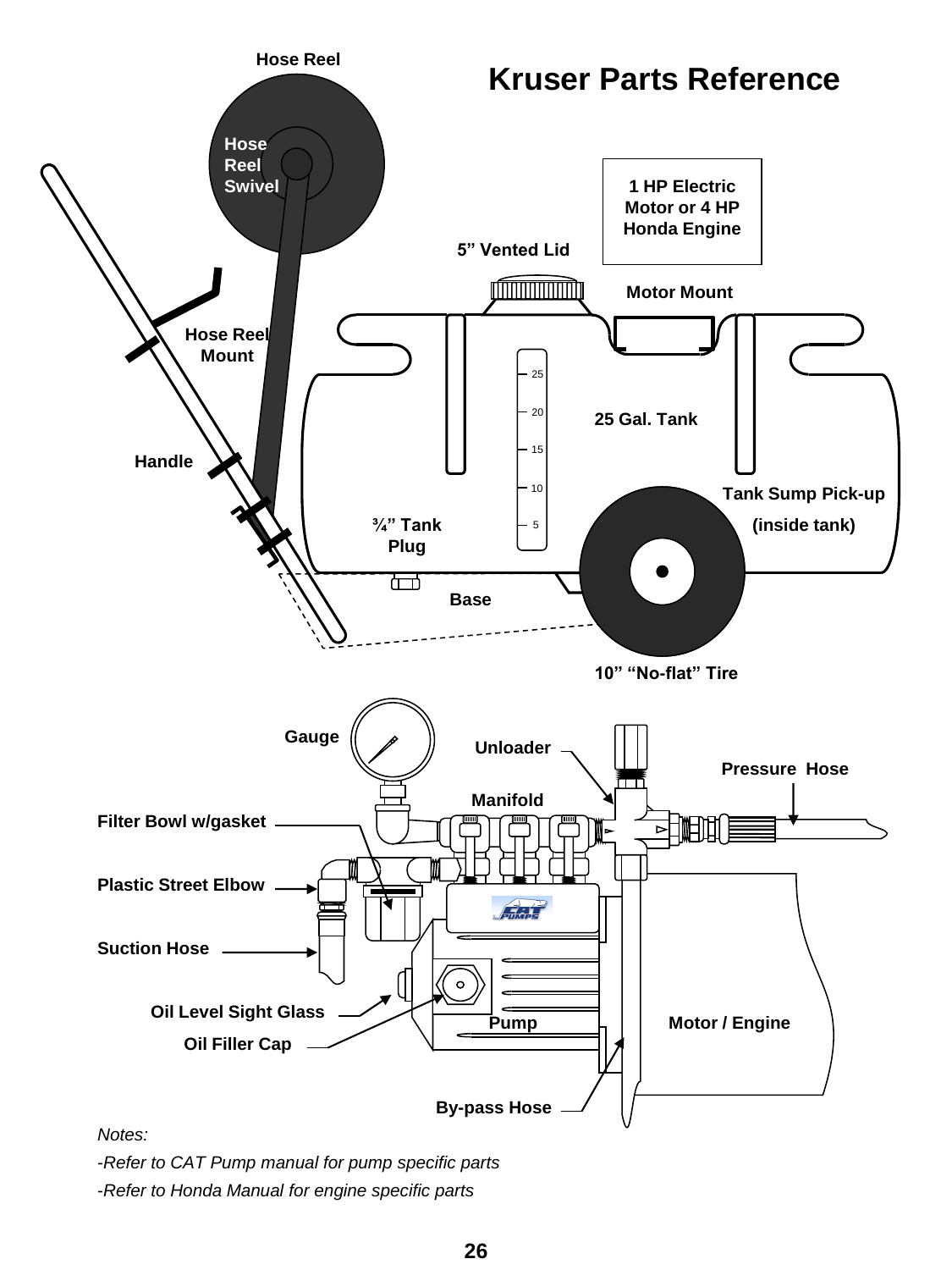# Kruser Parts Reference

Hose Reel

Hose Reel Swivel

1 HP Electric Motor or 4 HP Honda Engine

5" Vented Lid

Motor Mount

Hose Reel Mount

25 Gal. Tank

Handle

Tank Sump Pick-up (inside tank)

¾" Tank Plug

Base

10" "No-flat" Tire

Gauge

Unloader

Pressure Hose

Manifold

Filter Bowl w/gasket

Plastic Street Elbow

Suction Hose

Oil Level Sight Glass

Oil Filler Cap

Pump

Motor / Engine

By-pass Hose

*Notes:*

*-Refer to CAT Pump manual for pump specific parts*

*-Refer to Honda Manual for engine specific parts*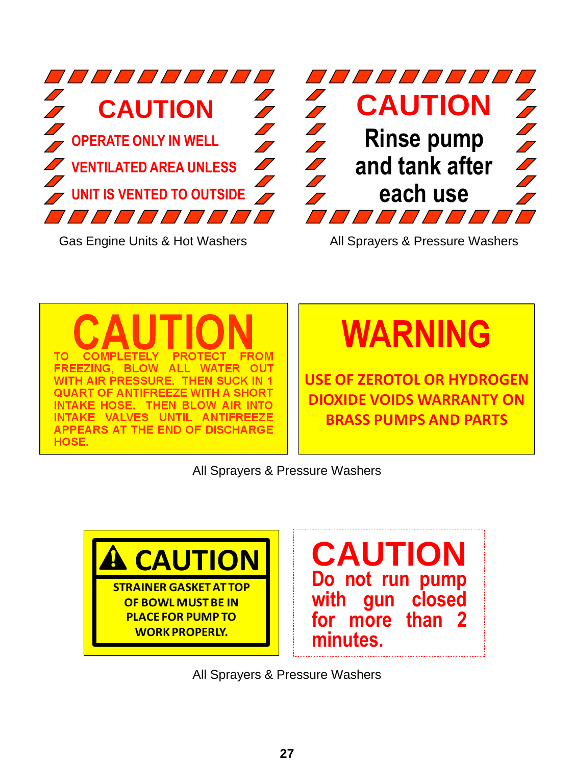**CAUTION**

**OPERATE ONLY IN WELL VENTILATED AREA UNLESS UNIT IS VENTED TO OUTSIDE**

Gas Engine Units & Hot Washers

**CAUTION**

**Rinse pump and tank after each use**

All Sprayers & Pressure Washers

**CAUTION**

**TO COMPLETELY PROTECT FROM FREEZING, BLOW ALL WATER OUT WITH AIR PRESSURE. THEN SUCK IN 1 QUART OF ANTIFREEZE WITH A SHORT INTAKE HOSE. THEN BLOW AIR INTO INTAKE VALVES UNTIL ANTIFREEZE APPEARS AT THE END OF DISCHARGE HOSE.**

**WARNING**

**USE OF ZEROTOL OR HYDROGEN DIOXIDE VOIDS WARRANTY ON BRASS PUMPS AND PARTS**

All Sprayers & Pressure Washers

**⚠ CAUTION**

**STRAINER GASKET AT TOP OF BOWL MUST BE IN PLACE FOR PUMP TO WORK PROPERLY.**

**CAUTION**

**Do not run pump with gun closed for more than 2 minutes.**

All Sprayers & Pressure Washers